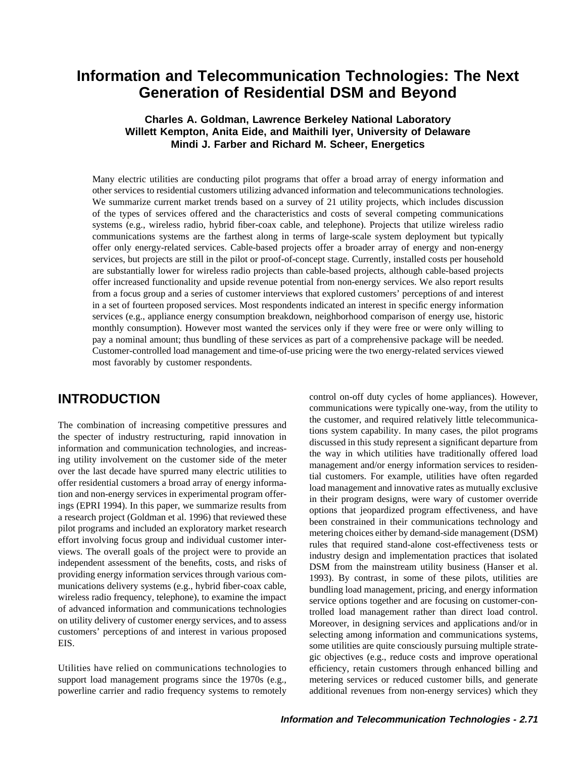# Information and Telecommunication Technologies: The Next Generation of Residential DSM and Beyond

**Charles A. Goldman, Lawrence Berkeley National Laboratory**
**Willett Kempton, Anita Eide, and Maithili Iyer, University of Delaware**
**Mindi J. Farber and Richard M. Scheer, Energetics**

Many electric utilities are conducting pilot programs that offer a broad array of energy information and other services to residential customers utilizing advanced information and telecommunications technologies. We summarize current market trends based on a survey of 21 utility projects, which includes discussion of the types of services offered and the characteristics and costs of several competing communications systems (e.g., wireless radio, hybrid fiber-coax cable, and telephone). Projects that utilize wireless radio communications systems are the farthest along in terms of large-scale system deployment but typically offer only energy-related services. Cable-based projects offer a broader array of energy and non-energy services, but projects are still in the pilot or proof-of-concept stage. Currently, installed costs per household are substantially lower for wireless radio projects than cable-based projects, although cable-based projects offer increased functionality and upside revenue potential from non-energy services. We also report results from a focus group and a series of customer interviews that explored customers' perceptions of and interest in a set of fourteen proposed services. Most respondents indicated an interest in specific energy information services (e.g., appliance energy consumption breakdown, neighborhood comparison of energy use, historic monthly consumption). However most wanted the services only if they were free or were only willing to pay a nominal amount; thus bundling of these services as part of a comprehensive package will be needed. Customer-controlled load management and time-of-use pricing were the two energy-related services viewed most favorably by customer respondents.

## INTRODUCTION

The combination of increasing competitive pressures and the specter of industry restructuring, rapid innovation in information and communication technologies, and increasing utility involvement on the customer side of the meter over the last decade have spurred many electric utilities to offer residential customers a broad array of energy information and non-energy services in experimental program offerings (EPRI 1994). In this paper, we summarize results from a research project (Goldman et al. 1996) that reviewed these pilot programs and included an exploratory market research effort involving focus group and individual customer interviews. The overall goals of the project were to provide an independent assessment of the benefits, costs, and risks of providing energy information services through various communications delivery systems (e.g., hybrid fiber-coax cable, wireless radio frequency, telephone), to examine the impact of advanced information and communications technologies on utility delivery of customer energy services, and to assess customers' perceptions of and interest in various proposed EIS.

Utilities have relied on communications technologies to support load management programs since the 1970s (e.g., powerline carrier and radio frequency systems to remotely control on-off duty cycles of home appliances). However, communications were typically one-way, from the utility to the customer, and required relatively little telecommunications system capability. In many cases, the pilot programs discussed in this study represent a significant departure from the way in which utilities have traditionally offered load management and/or energy information services to residential customers. For example, utilities have often regarded load management and innovative rates as mutually exclusive in their program designs, were wary of customer override options that jeopardized program effectiveness, and have been constrained in their communications technology and metering choices either by demand-side management (DSM) rules that required stand-alone cost-effectiveness tests or industry design and implementation practices that isolated DSM from the mainstream utility business (Hanser et al. 1993). By contrast, in some of these pilots, utilities are bundling load management, pricing, and energy information service options together and are focusing on customer-controlled load management rather than direct load control. Moreover, in designing services and applications and/or in selecting among information and communications systems, some utilities are quite consciously pursuing multiple strategic objectives (e.g., reduce costs and improve operational efficiency, retain customers through enhanced billing and metering services or reduced customer bills, and generate additional revenues from non-energy services) which they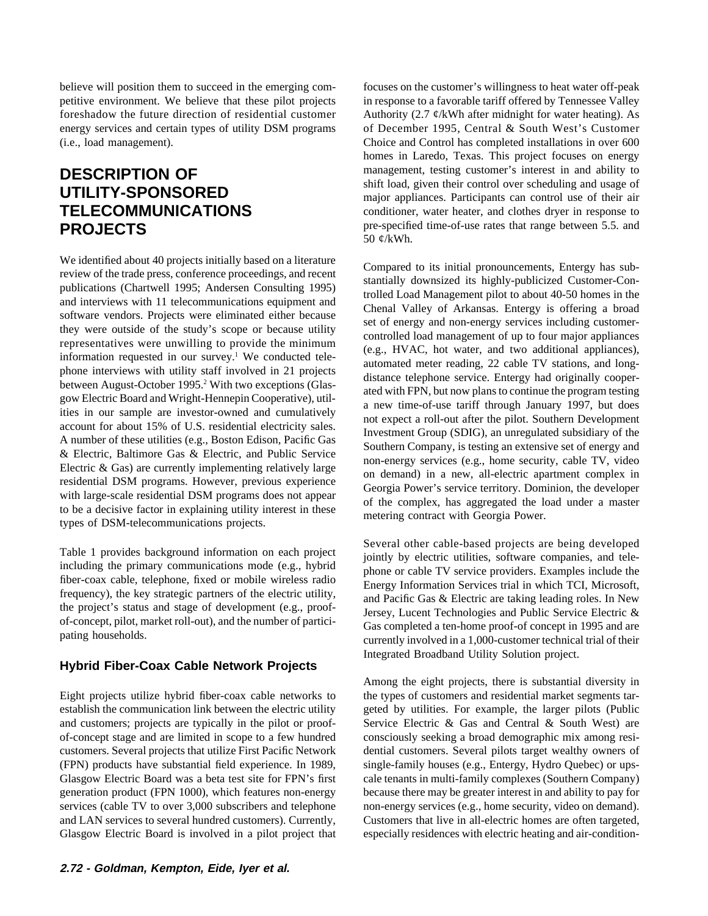believe will position them to succeed in the emerging competitive environment. We believe that these pilot projects foreshadow the future direction of residential customer energy services and certain types of utility DSM programs (i.e., load management).

## DESCRIPTION OF UTILITY-SPONSORED TELECOMMUNICATIONS PROJECTS

We identified about 40 projects initially based on a literature review of the trade press, conference proceedings, and recent publications (Chartwell 1995; Andersen Consulting 1995) and interviews with 11 telecommunications equipment and software vendors. Projects were eliminated either because they were outside of the study's scope or because utility representatives were unwilling to provide the minimum information requested in our survey.[1] We conducted telephone interviews with utility staff involved in 21 projects between August-October 1995.[2] With two exceptions (Glasgow Electric Board and Wright-Hennepin Cooperative), utilities in our sample are investor-owned and cumulatively account for about 15% of U.S. residential electricity sales. A number of these utilities (e.g., Boston Edison, Pacific Gas & Electric, Baltimore Gas & Electric, and Public Service Electric & Gas) are currently implementing relatively large residential DSM programs. However, previous experience with large-scale residential DSM programs does not appear to be a decisive factor in explaining utility interest in these types of DSM-telecommunications projects.

Table 1 provides background information on each project including the primary communications mode (e.g., hybrid fiber-coax cable, telephone, fixed or mobile wireless radio frequency), the key strategic partners of the electric utility, the project's status and stage of development (e.g., proof-of-concept, pilot, market roll-out), and the number of participating households.

### Hybrid Fiber-Coax Cable Network Projects

Eight projects utilize hybrid fiber-coax cable networks to establish the communication link between the electric utility and customers; projects are typically in the pilot or proof-of-concept stage and are limited in scope to a few hundred customers. Several projects that utilize First Pacific Network (FPN) products have substantial field experience. In 1989, Glasgow Electric Board was a beta test site for FPN's first generation product (FPN 1000), which features non-energy services (cable TV to over 3,000 subscribers and telephone and LAN services to several hundred customers). Currently, Glasgow Electric Board is involved in a pilot project that focuses on the customer's willingness to heat water off-peak in response to a favorable tariff offered by Tennessee Valley Authority (2.7 ¢/kWh after midnight for water heating). As of December 1995, Central & South West's Customer Choice and Control has completed installations in over 600 homes in Laredo, Texas. This project focuses on energy management, testing customer's interest in and ability to shift load, given their control over scheduling and usage of major appliances. Participants can control use of their air conditioner, water heater, and clothes dryer in response to pre-specified time-of-use rates that range between 5.5. and 50 ¢/kWh.

Compared to its initial pronouncements, Entergy has substantially downsized its highly-publicized Customer-Controlled Load Management pilot to about 40-50 homes in the Chenal Valley of Arkansas. Entergy is offering a broad set of energy and non-energy services including customer-controlled load management of up to four major appliances (e.g., HVAC, hot water, and two additional appliances), automated meter reading, 22 cable TV stations, and long-distance telephone service. Entergy had originally cooperated with FPN, but now plans to continue the program testing a new time-of-use tariff through January 1997, but does not expect a roll-out after the pilot. Southern Development Investment Group (SDIG), an unregulated subsidiary of the Southern Company, is testing an extensive set of energy and non-energy services (e.g., home security, cable TV, video on demand) in a new, all-electric apartment complex in Georgia Power's service territory. Dominion, the developer of the complex, has aggregated the load under a master metering contract with Georgia Power.

Several other cable-based projects are being developed jointly by electric utilities, software companies, and telephone or cable TV service providers. Examples include the Energy Information Services trial in which TCI, Microsoft, and Pacific Gas & Electric are taking leading roles. In New Jersey, Lucent Technologies and Public Service Electric & Gas completed a ten-home proof-of concept in 1995 and are currently involved in a 1,000-customer technical trial of their Integrated Broadband Utility Solution project.

Among the eight projects, there is substantial diversity in the types of customers and residential market segments targeted by utilities. For example, the larger pilots (Public Service Electric & Gas and Central & South West) are consciously seeking a broad demographic mix among residential customers. Several pilots target wealthy owners of single-family houses (e.g., Entergy, Hydro Quebec) or upscale tenants in multi-family complexes (Southern Company) because there may be greater interest in and ability to pay for non-energy services (e.g., home security, video on demand). Customers that live in all-electric homes are often targeted, especially residences with electric heating and air-condition-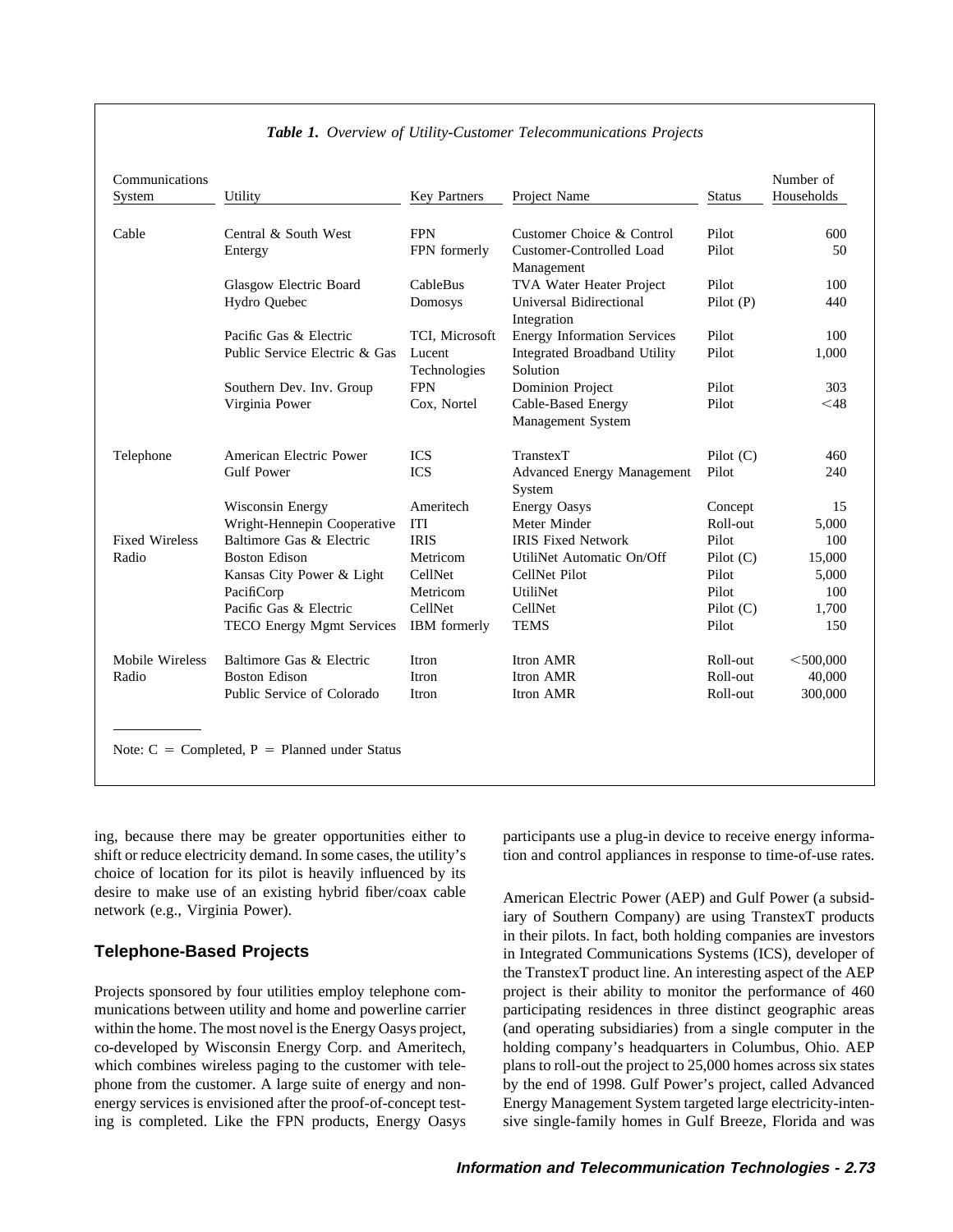*Table 1. Overview of Utility-Customer Telecommunications Projects*

| Communications System | Utility | Key Partners | Project Name | Status | Number of Households |
|---|---|---|---|---|---|
| Cable | Central & South West | FPN | Customer Choice & Control | Pilot | 600 |
| | Entergy | FPN formerly | Customer-Controlled Load Management | Pilot | 50 |
| | Glasgow Electric Board | CableBus | TVA Water Heater Project | Pilot | 100 |
| | Hydro Quebec | Domosys | Universal Bidirectional Integration | Pilot (P) | 440 |
| | Pacific Gas & Electric | TCI, Microsoft | Energy Information Services | Pilot | 100 |
| | Public Service Electric & Gas | Lucent Technologies | Integrated Broadband Utility Solution | Pilot | 1,000 |
| | Southern Dev. Inv. Group | FPN | Dominion Project | Pilot | 303 |
| | Virginia Power | Cox, Nortel | Cable-Based Energy Management System | Pilot | <48 |
| Telephone | American Electric Power | ICS | TranstexT | Pilot (C) | 460 |
| | Gulf Power | ICS | Advanced Energy Management System | Pilot | 240 |
| | Wisconsin Energy | Ameritech | Energy Oasys | Concept | 15 |
| | Wright-Hennepin Cooperative | ITI | Meter Minder | Roll-out | 5,000 |
| Fixed Wireless Radio | Baltimore Gas & Electric | IRIS | IRIS Fixed Network | Pilot | 100 |
| | Boston Edison | Metricom | UtiliNet Automatic On/Off | Pilot (C) | 15,000 |
| | Kansas City Power & Light | CellNet | CellNet Pilot | Pilot | 5,000 |
| | PacifiCorp | Metricom | UtiliNet | Pilot | 100 |
| | Pacific Gas & Electric | CellNet | CellNet | Pilot (C) | 1,700 |
| | TECO Energy Mgmt Services | IBM formerly | TEMS | Pilot | 150 |
| Mobile Wireless Radio | Baltimore Gas & Electric | Itron | Itron AMR | Roll-out | <500,000 |
| | Boston Edison | Itron | Itron AMR | Roll-out | 40,000 |
| | Public Service of Colorado | Itron | Itron AMR | Roll-out | 300,000 |

Note: C = Completed, P = Planned under Status

ing, because there may be greater opportunities either to shift or reduce electricity demand. In some cases, the utility's choice of location for its pilot is heavily influenced by its desire to make use of an existing hybrid fiber/coax cable network (e.g., Virginia Power).

## Telephone-Based Projects

Projects sponsored by four utilities employ telephone communications between utility and home and powerline carrier within the home. The most novel is the Energy Oasys project, co-developed by Wisconsin Energy Corp. and Ameritech, which combines wireless paging to the customer with telephone from the customer. A large suite of energy and non-energy services is envisioned after the proof-of-concept testing is completed. Like the FPN products, Energy Oasys participants use a plug-in device to receive energy information and control appliances in response to time-of-use rates.

American Electric Power (AEP) and Gulf Power (a subsidiary of Southern Company) are using TranstexT products in their pilots. In fact, both holding companies are investors in Integrated Communications Systems (ICS), developer of the TranstexT product line. An interesting aspect of the AEP project is their ability to monitor the performance of 460 participating residences in three distinct geographic areas (and operating subsidiaries) from a single computer in the holding company's headquarters in Columbus, Ohio. AEP plans to roll-out the project to 25,000 homes across six states by the end of 1998. Gulf Power's project, called Advanced Energy Management System targeted large electricity-intensive single-family homes in Gulf Breeze, Florida and was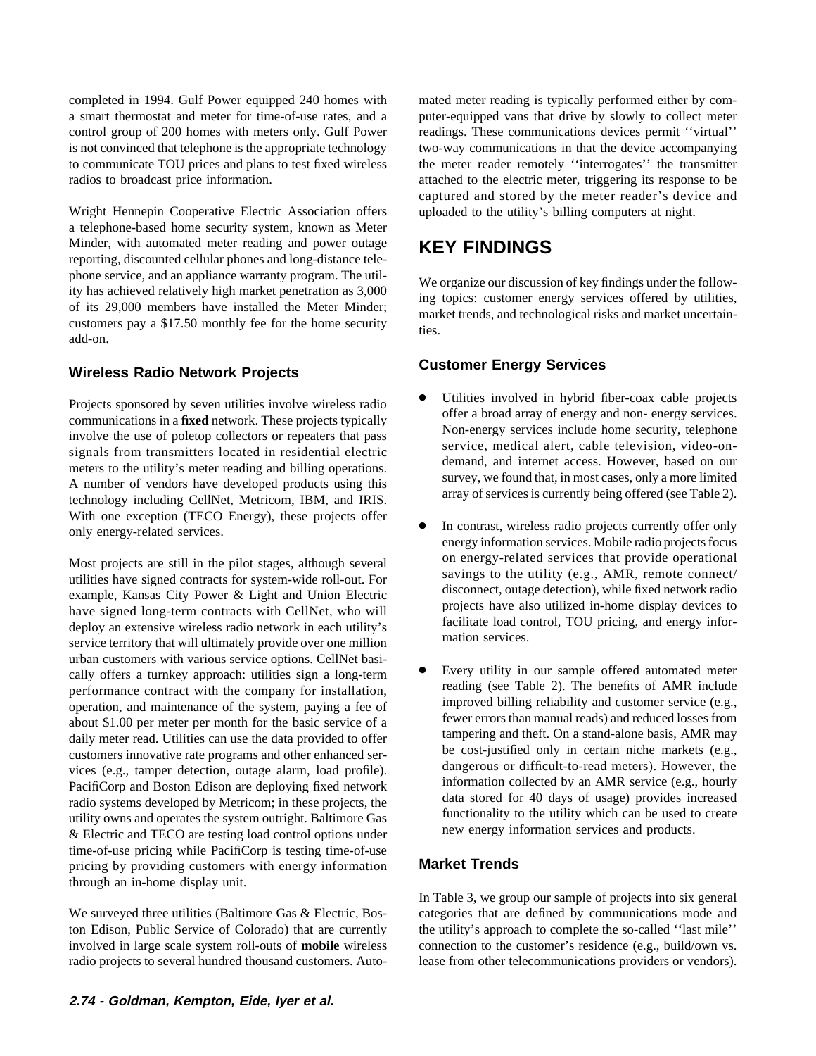completed in 1994. Gulf Power equipped 240 homes with a smart thermostat and meter for time-of-use rates, and a control group of 200 homes with meters only. Gulf Power is not convinced that telephone is the appropriate technology to communicate TOU prices and plans to test fixed wireless radios to broadcast price information.

Wright Hennepin Cooperative Electric Association offers a telephone-based home security system, known as Meter Minder, with automated meter reading and power outage reporting, discounted cellular phones and long-distance telephone service, and an appliance warranty program. The utility has achieved relatively high market penetration as 3,000 of its 29,000 members have installed the Meter Minder; customers pay a $17.50 monthly fee for the home security add-on.

### Wireless Radio Network Projects

Projects sponsored by seven utilities involve wireless radio communications in a **fixed** network. These projects typically involve the use of poletop collectors or repeaters that pass signals from transmitters located in residential electric meters to the utility's meter reading and billing operations. A number of vendors have developed products using this technology including CellNet, Metricom, IBM, and IRIS. With one exception (TECO Energy), these projects offer only energy-related services.

Most projects are still in the pilot stages, although several utilities have signed contracts for system-wide roll-out. For example, Kansas City Power & Light and Union Electric have signed long-term contracts with CellNet, who will deploy an extensive wireless radio network in each utility's service territory that will ultimately provide over one million urban customers with various service options. CellNet basically offers a turnkey approach: utilities sign a long-term performance contract with the company for installation, operation, and maintenance of the system, paying a fee of about $1.00 per meter per month for the basic service of a daily meter read. Utilities can use the data provided to offer customers innovative rate programs and other enhanced services (e.g., tamper detection, outage alarm, load profile). PacifiCorp and Boston Edison are deploying fixed network radio systems developed by Metricom; in these projects, the utility owns and operates the system outright. Baltimore Gas & Electric and TECO are testing load control options under time-of-use pricing while PacifiCorp is testing time-of-use pricing by providing customers with energy information through an in-home display unit.

We surveyed three utilities (Baltimore Gas & Electric, Boston Edison, Public Service of Colorado) that are currently involved in large scale system roll-outs of **mobile** wireless radio projects to several hundred thousand customers. Automated meter reading is typically performed either by computer-equipped vans that drive by slowly to collect meter readings. These communications devices permit ''virtual'' two-way communications in that the device accompanying the meter reader remotely ''interrogates'' the transmitter attached to the electric meter, triggering its response to be captured and stored by the meter reader's device and uploaded to the utility's billing computers at night.

## KEY FINDINGS

We organize our discussion of key findings under the following topics: customer energy services offered by utilities, market trends, and technological risks and market uncertainties.

### Customer Energy Services

- Utilities involved in hybrid fiber-coax cable projects offer a broad array of energy and non- energy services. Non-energy services include home security, telephone service, medical alert, cable television, video-on-demand, and internet access. However, based on our survey, we found that, in most cases, only a more limited array of services is currently being offered (see Table 2).
- In contrast, wireless radio projects currently offer only energy information services. Mobile radio projects focus on energy-related services that provide operational savings to the utility (e.g., AMR, remote connect/disconnect, outage detection), while fixed network radio projects have also utilized in-home display devices to facilitate load control, TOU pricing, and energy information services.
- Every utility in our sample offered automated meter reading (see Table 2). The benefits of AMR include improved billing reliability and customer service (e.g., fewer errors than manual reads) and reduced losses from tampering and theft. On a stand-alone basis, AMR may be cost-justified only in certain niche markets (e.g., dangerous or difficult-to-read meters). However, the information collected by an AMR service (e.g., hourly data stored for 40 days of usage) provides increased functionality to the utility which can be used to create new energy information services and products.

### Market Trends

In Table 3, we group our sample of projects into six general categories that are defined by communications mode and the utility's approach to complete the so-called ''last mile'' connection to the customer's residence (e.g., build/own vs. lease from other telecommunications providers or vendors).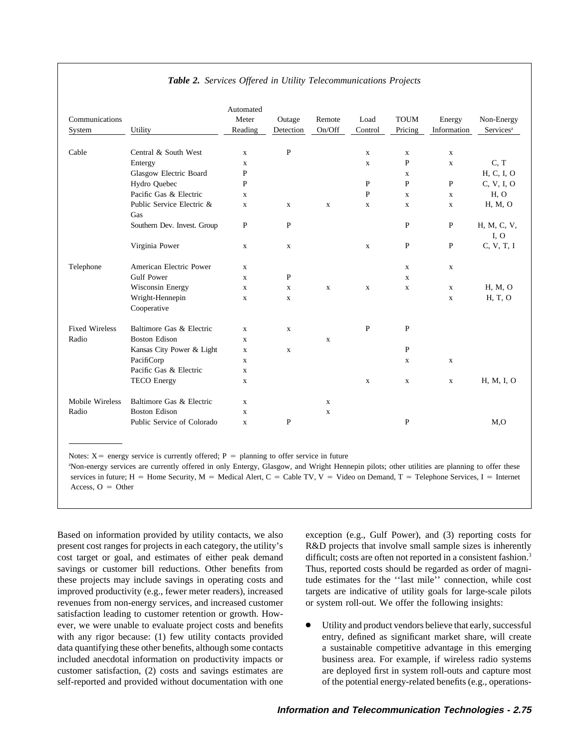***Table 2.*** *Services Offered in Utility Telecommunications Projects*

| Communications System | Utility | Automated Meter Reading | Outage Detection | Remote On/Off | Load Control | TOUM Pricing | Energy Information | Non-Energy Services[a] |
|---|---|---|---|---|---|---|---|---|
| Cable | Central & South West | x | P | | x | x | x | |
| | Entergy | x | | | x | P | x | C, T |
| | Glasgow Electric Board | P | | | | x | | H, C, I, O |
| | Hydro Quebec | P | | | P | P | P | C, V, I, O |
| | Pacific Gas & Electric | x | | | P | x | x | H, O |
| | Public Service Electric & Gas | x | x | x | x | x | x | H, M, O |
| | Southern Dev. Invest. Group | P | P | | | P | P | H, M, C, V, I, O |
| | Virginia Power | x | x | | x | P | P | C, V, T, I |
| Telephone | American Electric Power | x | | | | x | x | |
| | Gulf Power | x | P | | | x | | |
| | Wisconsin Energy | x | x | x | x | x | x | H, M, O |
| | Wright-Hennepin Cooperative | x | x | | | | x | H, T, O |
| Fixed Wireless Radio | Baltimore Gas & Electric | x | x | | P | P | | |
| | Boston Edison | x | | x | | | | |
| | Kansas City Power & Light | x | x | | | P | | |
| | PacifiCorp | x | | | | x | x | |
| | Pacific Gas & Electric | x | | | | | | |
| | TECO Energy | x | | | x | x | x | H, M, I, O |
| Mobile Wireless Radio | Baltimore Gas & Electric | x | | x | | | | |
| | Boston Edison | x | | x | | | | |
| | Public Service of Colorado | x | P | | | P | | M,O |

Notes: X = energy service is currently offered; P = planning to offer service in future

[a]Non-energy services are currently offered in only Entergy, Glasgow, and Wright Hennepin pilots; other utilities are planning to offer these services in future; H = Home Security, M = Medical Alert, C = Cable TV, V = Video on Demand, T = Telephone Services, I = Internet Access, O = Other

Based on information provided by utility contacts, we also present cost ranges for projects in each category, the utility's cost target or goal, and estimates of either peak demand savings or customer bill reductions. Other benefits from these projects may include savings in operating costs and improved productivity (e.g., fewer meter readers), increased revenues from non-energy services, and increased customer satisfaction leading to customer retention or growth. However, we were unable to evaluate project costs and benefits with any rigor because: (1) few utility contacts provided data quantifying these other benefits, although some contacts included anecdotal information on productivity impacts or customer satisfaction, (2) costs and savings estimates are self-reported and provided without documentation with one exception (e.g., Gulf Power), and (3) reporting costs for R&D projects that involve small sample sizes is inherently difficult; costs are often not reported in a consistent fashion.[3] Thus, reported costs should be regarded as order of magnitude estimates for the ''last mile'' connection, while cost targets are indicative of utility goals for large-scale pilots or system roll-out. We offer the following insights:

- Utility and product vendors believe that early, successful entry, defined as significant market share, will create a sustainable competitive advantage in this emerging business area. For example, if wireless radio systems are deployed first in system roll-outs and capture most of the potential energy-related benefits (e.g., operations-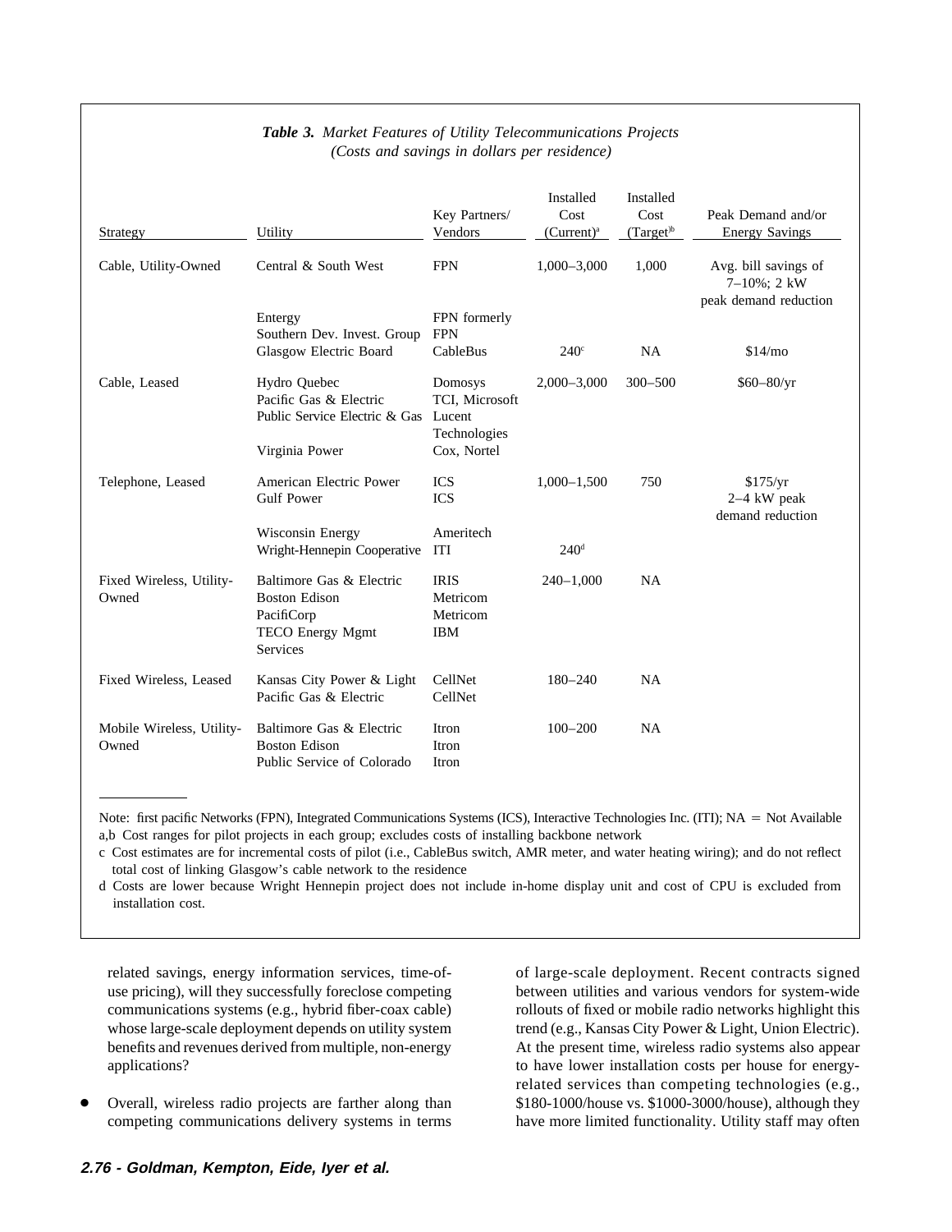**Table 3.** *Market Features of Utility Telecommunications Projects (Costs and savings in dollars per residence)*

| Strategy | Utility | Key Partners/ Vendors | Installed Cost (Current)[a] | Installed Cost (Target)[b] | Peak Demand and/or Energy Savings |
|---|---|---|---|---|---|
| Cable, Utility-Owned | Central & South West | FPN | 1,000–3,000 | 1,000 | Avg. bill savings of 7–10%; 2 kW peak demand reduction |
| | Entergy | FPN formerly | | | |
| | Southern Dev. Invest. Group | FPN | | | |
| | Glasgow Electric Board | CableBus | 240[c] | NA | $14/mo |
| Cable, Leased | Hydro Quebec | Domosys | 2,000–3,000 | 300–500 | $60–80/yr |
| | Pacific Gas & Electric | TCI, Microsoft | | | |
| | Public Service Electric & Gas | Lucent Technologies | | | |
| | Virginia Power | Cox, Nortel | | | |
| Telephone, Leased | American Electric Power | ICS | 1,000–1,500 | 750 | $175/yr 2–4 kW peak demand reduction |
| | Gulf Power | ICS | | | |
| | Wisconsin Energy | Ameritech | | | |
| | Wright-Hennepin Cooperative | ITI | 240[d] | | |
| Fixed Wireless, Utility-Owned | Baltimore Gas & Electric | IRIS | 240–1,000 | NA | |
| | Boston Edison | Metricom | | | |
| | PacifiCorp | Metricom | | | |
| | TECO Energy Mgmt Services | IBM | | | |
| Fixed Wireless, Leased | Kansas City Power & Light | CellNet | 180–240 | NA | |
| | Pacific Gas & Electric | CellNet | | | |
| Mobile Wireless, Utility-Owned | Baltimore Gas & Electric | Itron | 100–200 | NA | |
| | Boston Edison | Itron | | | |
| | Public Service of Colorado | Itron | | | |

Note: first pacific Networks (FPN), Integrated Communications Systems (ICS), Interactive Technologies Inc. (ITI); NA = Not Available

a,b Cost ranges for pilot projects in each group; excludes costs of installing backbone network

c Cost estimates are for incremental costs of pilot (i.e., CableBus switch, AMR meter, and water heating wiring); and do not reflect total cost of linking Glasgow's cable network to the residence

d Costs are lower because Wright Hennepin project does not include in-home display unit and cost of CPU is excluded from installation cost.

related savings, energy information services, time-of-use pricing), will they successfully foreclose competing communications systems (e.g., hybrid fiber-coax cable) whose large-scale deployment depends on utility system benefits and revenues derived from multiple, non-energy applications?

- Overall, wireless radio projects are farther along than competing communications delivery systems in terms of large-scale deployment. Recent contracts signed between utilities and various vendors for system-wide rollouts of fixed or mobile radio networks highlight this trend (e.g., Kansas City Power & Light, Union Electric). At the present time, wireless radio systems also appear to have lower installation costs per house for energy-related services than competing technologies (e.g., $180-1000/house vs. $1000-3000/house), although they have more limited functionality. Utility staff may often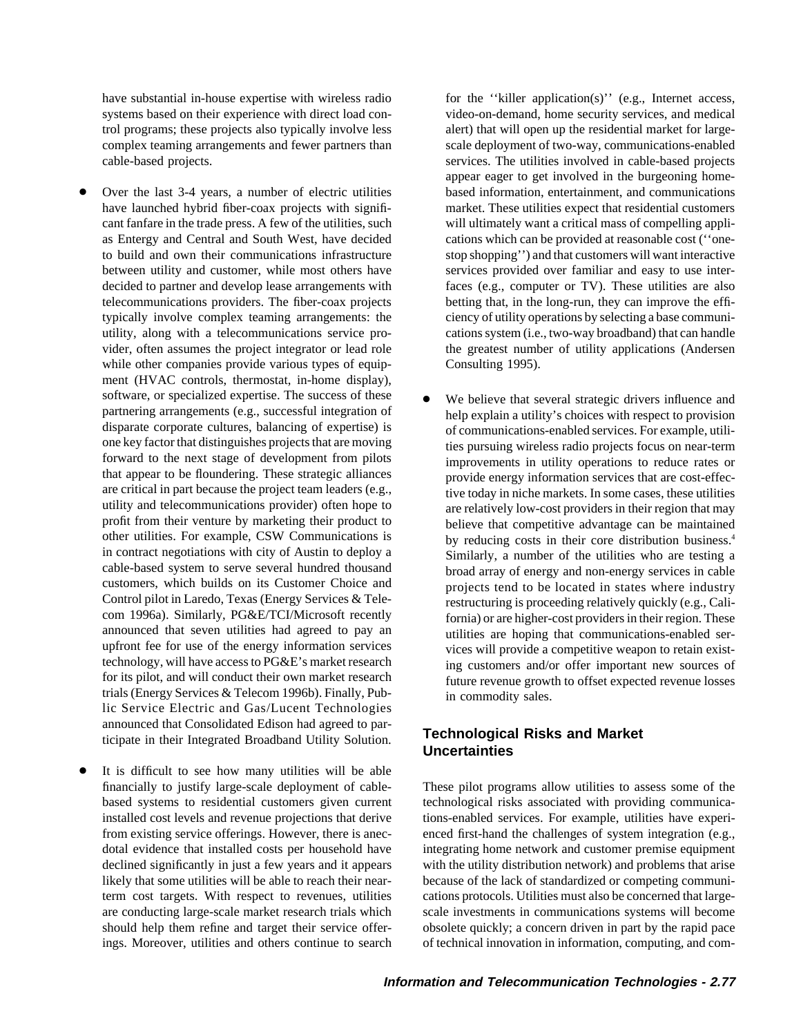have substantial in-house expertise with wireless radio systems based on their experience with direct load control programs; these projects also typically involve less complex teaming arrangements and fewer partners than cable-based projects.

- Over the last 3-4 years, a number of electric utilities have launched hybrid fiber-coax projects with significant fanfare in the trade press. A few of the utilities, such as Entergy and Central and South West, have decided to build and own their communications infrastructure between utility and customer, while most others have decided to partner and develop lease arrangements with telecommunications providers. The fiber-coax projects typically involve complex teaming arrangements: the utility, along with a telecommunications service provider, often assumes the project integrator or lead role while other companies provide various types of equipment (HVAC controls, thermostat, in-home display), software, or specialized expertise. The success of these partnering arrangements (e.g., successful integration of disparate corporate cultures, balancing of expertise) is one key factor that distinguishes projects that are moving forward to the next stage of development from pilots that appear to be floundering. These strategic alliances are critical in part because the project team leaders (e.g., utility and telecommunications provider) often hope to profit from their venture by marketing their product to other utilities. For example, CSW Communications is in contract negotiations with city of Austin to deploy a cable-based system to serve several hundred thousand customers, which builds on its Customer Choice and Control pilot in Laredo, Texas (Energy Services & Telecom 1996a). Similarly, PG&E/TCI/Microsoft recently announced that seven utilities had agreed to pay an upfront fee for use of the energy information services technology, will have access to PG&E's market research for its pilot, and will conduct their own market research trials (Energy Services & Telecom 1996b). Finally, Public Service Electric and Gas/Lucent Technologies announced that Consolidated Edison had agreed to participate in their Integrated Broadband Utility Solution.

- It is difficult to see how many utilities will be able financially to justify large-scale deployment of cable-based systems to residential customers given current installed cost levels and revenue projections that derive from existing service offerings. However, there is anecdotal evidence that installed costs per household have declined significantly in just a few years and it appears likely that some utilities will be able to reach their near-term cost targets. With respect to revenues, utilities are conducting large-scale market research trials which should help them refine and target their service offerings. Moreover, utilities and others continue to search for the ''killer application(s)'' (e.g., Internet access, video-on-demand, home security services, and medical alert) that will open up the residential market for large-scale deployment of two-way, communications-enabled services. The utilities involved in cable-based projects appear eager to get involved in the burgeoning home-based information, entertainment, and communications market. These utilities expect that residential customers will ultimately want a critical mass of compelling applications which can be provided at reasonable cost (''one-stop shopping'') and that customers will want interactive services provided over familiar and easy to use interfaces (e.g., computer or TV). These utilities are also betting that, in the long-run, they can improve the efficiency of utility operations by selecting a base communications system (i.e., two-way broadband) that can handle the greatest number of utility applications (Andersen Consulting 1995).

- We believe that several strategic drivers influence and help explain a utility's choices with respect to provision of communications-enabled services. For example, utilities pursuing wireless radio projects focus on near-term improvements in utility operations to reduce rates or provide energy information services that are cost-effective today in niche markets. In some cases, these utilities are relatively low-cost providers in their region that may believe that competitive advantage can be maintained by reducing costs in their core distribution business.[4] Similarly, a number of the utilities who are testing a broad array of energy and non-energy services in cable projects tend to be located in states where industry restructuring is proceeding relatively quickly (e.g., California) or are higher-cost providers in their region. These utilities are hoping that communications-enabled services will provide a competitive weapon to retain existing customers and/or offer important new sources of future revenue growth to offset expected revenue losses in commodity sales.

## Technological Risks and Market Uncertainties

These pilot programs allow utilities to assess some of the technological risks associated with providing communications-enabled services. For example, utilities have experienced first-hand the challenges of system integration (e.g., integrating home network and customer premise equipment with the utility distribution network) and problems that arise because of the lack of standardized or competing communications protocols. Utilities must also be concerned that large-scale investments in communications systems will become obsolete quickly; a concern driven in part by the rapid pace of technical innovation in information, computing, and com-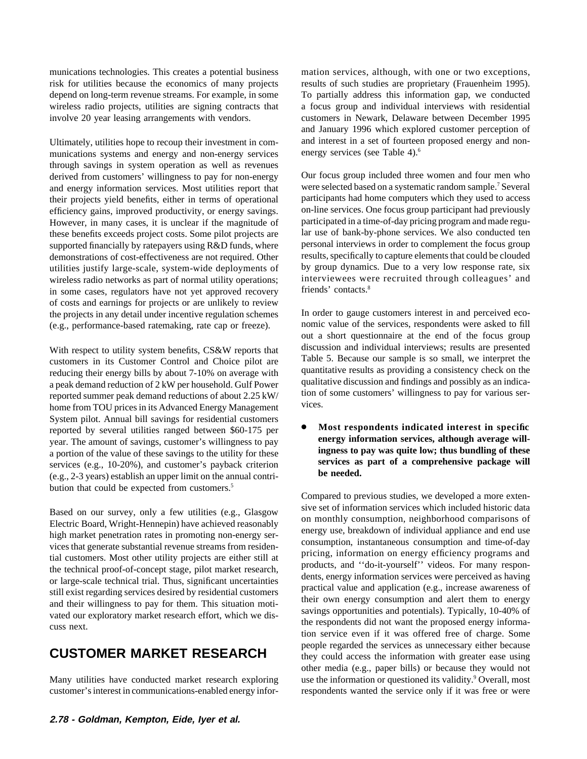munications technologies. This creates a potential business risk for utilities because the economics of many projects depend on long-term revenue streams. For example, in some wireless radio projects, utilities are signing contracts that involve 20 year leasing arrangements with vendors.

Ultimately, utilities hope to recoup their investment in communications systems and energy and non-energy services through savings in system operation as well as revenues derived from customers' willingness to pay for non-energy and energy information services. Most utilities report that their projects yield benefits, either in terms of operational efficiency gains, improved productivity, or energy savings. However, in many cases, it is unclear if the magnitude of these benefits exceeds project costs. Some pilot projects are supported financially by ratepayers using R&D funds, where demonstrations of cost-effectiveness are not required. Other utilities justify large-scale, system-wide deployments of wireless radio networks as part of normal utility operations; in some cases, regulators have not yet approved recovery of costs and earnings for projects or are unlikely to review the projects in any detail under incentive regulation schemes (e.g., performance-based ratemaking, rate cap or freeze).

With respect to utility system benefits, CS&W reports that customers in its Customer Control and Choice pilot are reducing their energy bills by about 7-10% on average with a peak demand reduction of 2 kW per household. Gulf Power reported summer peak demand reductions of about 2.25 kW/home from TOU prices in its Advanced Energy Management System pilot. Annual bill savings for residential customers reported by several utilities ranged between $60-175 per year. The amount of savings, customer's willingness to pay a portion of the value of these savings to the utility for these services (e.g., 10-20%), and customer's payback criterion (e.g., 2-3 years) establish an upper limit on the annual contribution that could be expected from customers.[5]

Based on our survey, only a few utilities (e.g., Glasgow Electric Board, Wright-Hennepin) have achieved reasonably high market penetration rates in promoting non-energy services that generate substantial revenue streams from residential customers. Most other utility projects are either still at the technical proof-of-concept stage, pilot market research, or large-scale technical trial. Thus, significant uncertainties still exist regarding services desired by residential customers and their willingness to pay for them. This situation motivated our exploratory market research effort, which we discuss next.

## CUSTOMER MARKET RESEARCH

Many utilities have conducted market research exploring customer's interest in communications-enabled energy information services, although, with one or two exceptions, results of such studies are proprietary (Frauenheim 1995). To partially address this information gap, we conducted a focus group and individual interviews with residential customers in Newark, Delaware between December 1995 and January 1996 which explored customer perception of and interest in a set of fourteen proposed energy and non-energy services (see Table 4).[6]

Our focus group included three women and four men who were selected based on a systematic random sample.[7] Several participants had home computers which they used to access on-line services. One focus group participant had previously participated in a time-of-day pricing program and made regular use of bank-by-phone services. We also conducted ten personal interviews in order to complement the focus group results, specifically to capture elements that could be clouded by group dynamics. Due to a very low response rate, six interviewees were recruited through colleagues' and friends' contacts.[8]

In order to gauge customers interest in and perceived economic value of the services, respondents were asked to fill out a short questionnaire at the end of the focus group discussion and individual interviews; results are presented Table 5. Because our sample is so small, we interpret the quantitative results as providing a consistency check on the qualitative discussion and findings and possibly as an indication of some customers' willingness to pay for various services.

- **Most respondents indicated interest in specific energy information services, although average willingness to pay was quite low; thus bundling of these services as part of a comprehensive package will be needed.**

Compared to previous studies, we developed a more extensive set of information services which included historic data on monthly consumption, neighborhood comparisons of energy use, breakdown of individual appliance and end use consumption, instantaneous consumption and time-of-day pricing, information on energy efficiency programs and products, and ''do-it-yourself'' videos. For many respondents, energy information services were perceived as having practical value and application (e.g., increase awareness of their own energy consumption and alert them to energy savings opportunities and potentials). Typically, 10-40% of the respondents did not want the proposed energy information service even if it was offered free of charge. Some people regarded the services as unnecessary either because they could access the information with greater ease using other media (e.g., paper bills) or because they would not use the information or questioned its validity.[9] Overall, most respondents wanted the service only if it was free or were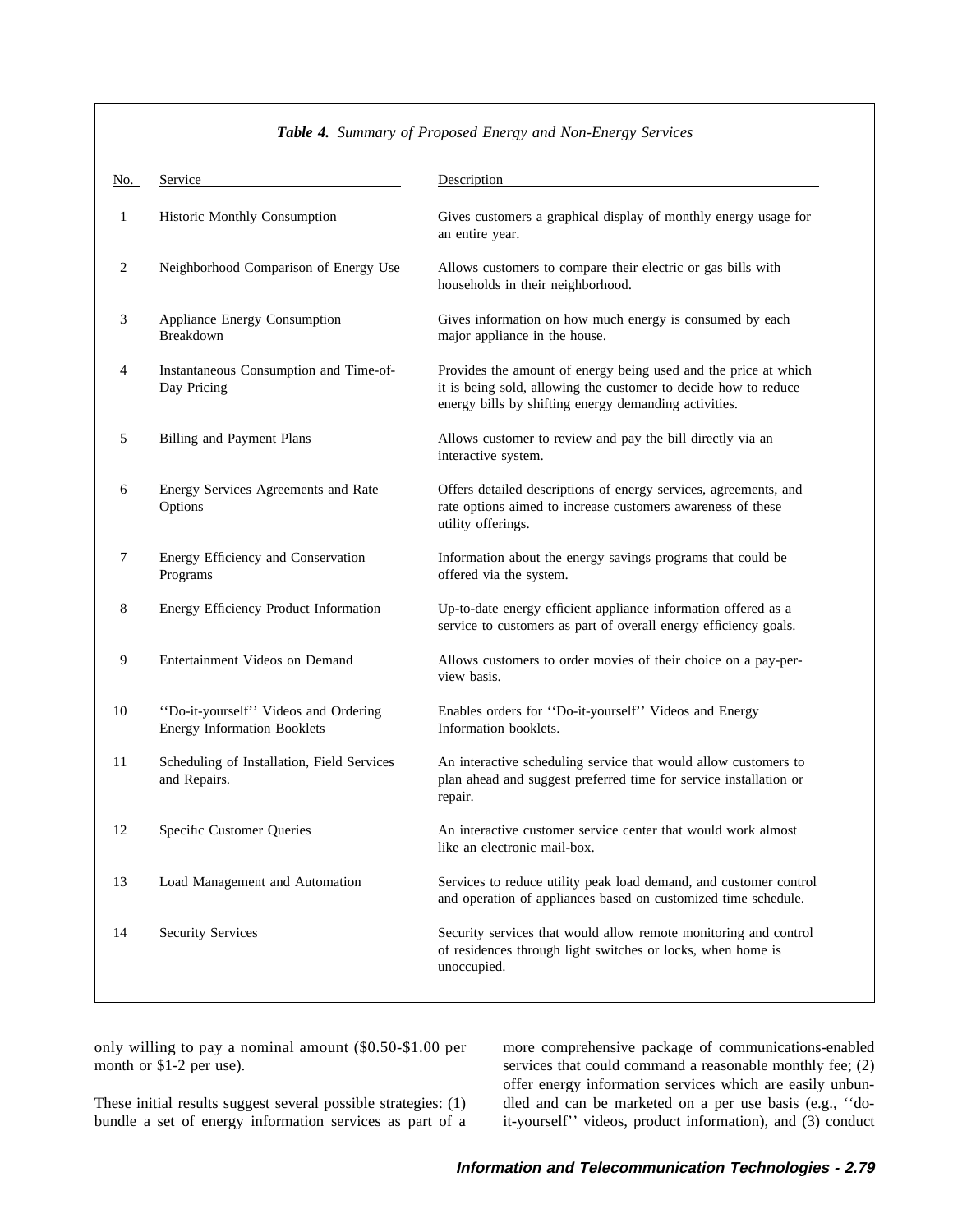***Table 4.*** *Summary of Proposed Energy and Non-Energy Services*

| No. | Service | Description |
|---|---|---|
| 1 | Historic Monthly Consumption | Gives customers a graphical display of monthly energy usage for an entire year. |
| 2 | Neighborhood Comparison of Energy Use | Allows customers to compare their electric or gas bills with households in their neighborhood. |
| 3 | Appliance Energy Consumption Breakdown | Gives information on how much energy is consumed by each major appliance in the house. |
| 4 | Instantaneous Consumption and Time-of-Day Pricing | Provides the amount of energy being used and the price at which it is being sold, allowing the customer to decide how to reduce energy bills by shifting energy demanding activities. |
| 5 | Billing and Payment Plans | Allows customer to review and pay the bill directly via an interactive system. |
| 6 | Energy Services Agreements and Rate Options | Offers detailed descriptions of energy services, agreements, and rate options aimed to increase customers awareness of these utility offerings. |
| 7 | Energy Efficiency and Conservation Programs | Information about the energy savings programs that could be offered via the system. |
| 8 | Energy Efficiency Product Information | Up-to-date energy efficient appliance information offered as a service to customers as part of overall energy efficiency goals. |
| 9 | Entertainment Videos on Demand | Allows customers to order movies of their choice on a pay-per-view basis. |
| 10 | ''Do-it-yourself'' Videos and Ordering Energy Information Booklets | Enables orders for ''Do-it-yourself'' Videos and Energy Information booklets. |
| 11 | Scheduling of Installation, Field Services and Repairs. | An interactive scheduling service that would allow customers to plan ahead and suggest preferred time for service installation or repair. |
| 12 | Specific Customer Queries | An interactive customer service center that would work almost like an electronic mail-box. |
| 13 | Load Management and Automation | Services to reduce utility peak load demand, and customer control and operation of appliances based on customized time schedule. |
| 14 | Security Services | Security services that would allow remote monitoring and control of residences through light switches or locks, when home is unoccupied. |

only willing to pay a nominal amount ($0.50-$1.00 per month or $1-2 per use).

These initial results suggest several possible strategies: (1) bundle a set of energy information services as part of a more comprehensive package of communications-enabled services that could command a reasonable monthly fee; (2) offer energy information services which are easily unbundled and can be marketed on a per use basis (e.g., ''do-it-yourself'' videos, product information), and (3) conduct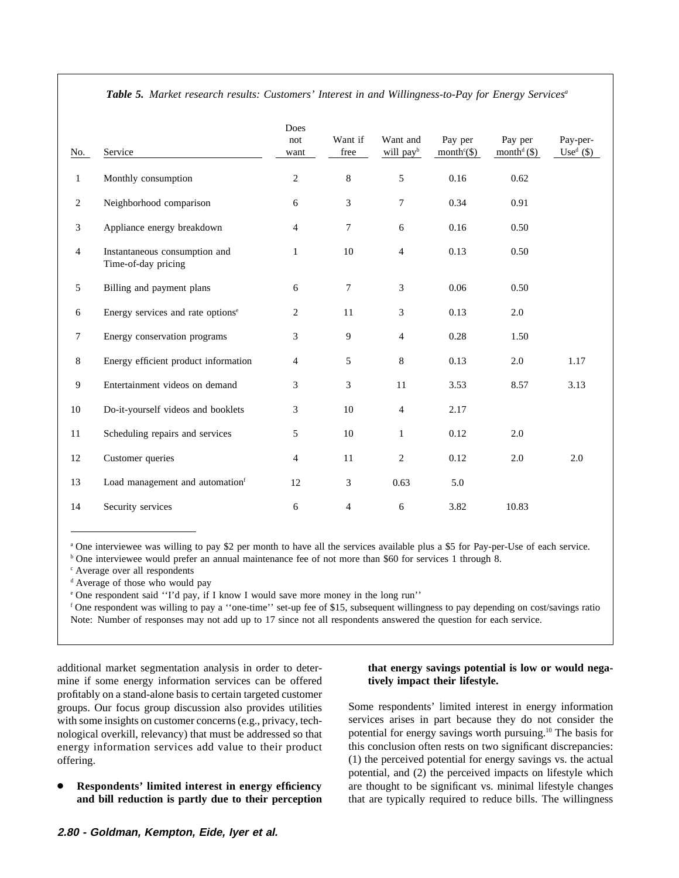*Table 5. Market research results: Customers' Interest in and Willingness-to-Pay for Energy Services*[a]

| No. | Service | Does not want | Want if free | Want and will pay[b] | Pay per month[c] ($) | Pay per month[d] ($) | Pay-per-Use[d] ($) |
|---|---|---|---|---|---|---|---|
| 1 | Monthly consumption | 2 | 8 | 5 | 0.16 | 0.62 | |
| 2 | Neighborhood comparison | 6 | 3 | 7 | 0.34 | 0.91 | |
| 3 | Appliance energy breakdown | 4 | 7 | 6 | 0.16 | 0.50 | |
| 4 | Instantaneous consumption and Time-of-day pricing | 1 | 10 | 4 | 0.13 | 0.50 | |
| 5 | Billing and payment plans | 6 | 7 | 3 | 0.06 | 0.50 | |
| 6 | Energy services and rate options[e] | 2 | 11 | 3 | 0.13 | 2.0 | |
| 7 | Energy conservation programs | 3 | 9 | 4 | 0.28 | 1.50 | |
| 8 | Energy efficient product information | 4 | 5 | 8 | 0.13 | 2.0 | 1.17 |
| 9 | Entertainment videos on demand | 3 | 3 | 11 | 3.53 | 8.57 | 3.13 |
| 10 | Do-it-yourself videos and booklets | 3 | 10 | 4 | 2.17 | | |
| 11 | Scheduling repairs and services | 5 | 10 | 1 | 0.12 | 2.0 | |
| 12 | Customer queries | 4 | 11 | 2 | 0.12 | 2.0 | 2.0 |
| 13 | Load management and automation[f] | 12 | 3 | 0.63 | 5.0 | | |
| 14 | Security services | 6 | 4 | 6 | 3.82 | 10.83 | |

[a] One interviewee was willing to pay $2 per month to have all the services available plus a $5 for Pay-per-Use of each service.
[b] One interviewee would prefer an annual maintenance fee of not more than $60 for services 1 through 8.
[c] Average over all respondents
[d] Average of those who would pay
[e] One respondent said ''I'd pay, if I know I would save more money in the long run''
[f] One respondent was willing to pay a ''one-time'' set-up fee of $15, subsequent willingness to pay depending on cost/savings ratio
Note: Number of responses may not add up to 17 since not all respondents answered the question for each service.

additional market segmentation analysis in order to determine if some energy information services can be offered profitably on a stand-alone basis to certain targeted customer groups. Our focus group discussion also provides utilities with some insights on customer concerns (e.g., privacy, technological overkill, relevancy) that must be addressed so that energy information services add value to their product offering.

- **Respondents' limited interest in energy efficiency and bill reduction is partly due to their perception that energy savings potential is low or would negatively impact their lifestyle.**

Some respondents' limited interest in energy information services arises in part because they do not consider the potential for energy savings worth pursuing.[10] The basis for this conclusion often rests on two significant discrepancies: (1) the perceived potential for energy savings vs. the actual potential, and (2) the perceived impacts on lifestyle which are thought to be significant vs. minimal lifestyle changes that are typically required to reduce bills. The willingness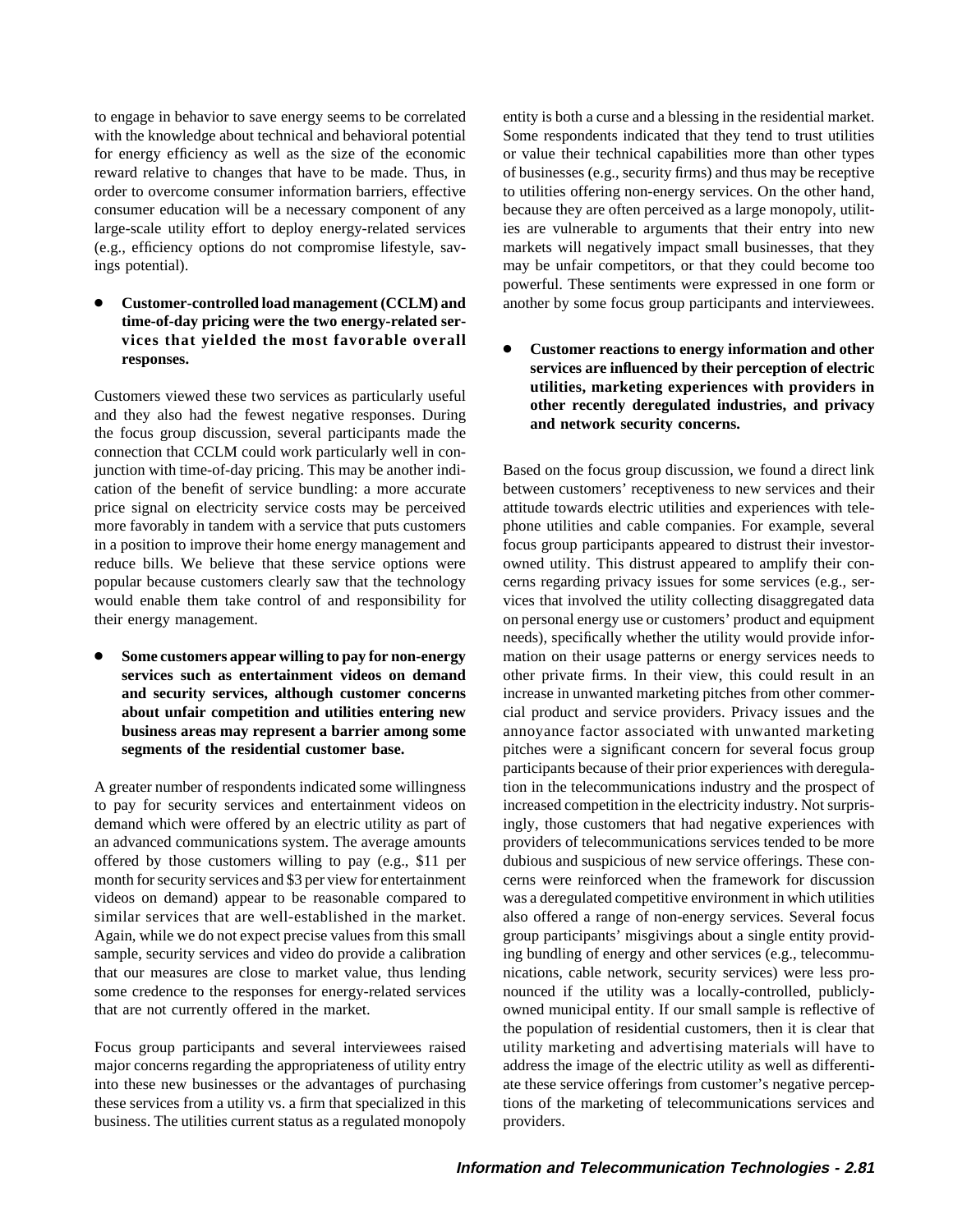to engage in behavior to save energy seems to be correlated with the knowledge about technical and behavioral potential for energy efficiency as well as the size of the economic reward relative to changes that have to be made. Thus, in order to overcome consumer information barriers, effective consumer education will be a necessary component of any large-scale utility effort to deploy energy-related services (e.g., efficiency options do not compromise lifestyle, savings potential).

- **Customer-controlled load management (CCLM) and time-of-day pricing were the two energy-related services that yielded the most favorable overall responses.**

Customers viewed these two services as particularly useful and they also had the fewest negative responses. During the focus group discussion, several participants made the connection that CCLM could work particularly well in conjunction with time-of-day pricing. This may be another indication of the benefit of service bundling: a more accurate price signal on electricity service costs may be perceived more favorably in tandem with a service that puts customers in a position to improve their home energy management and reduce bills. We believe that these service options were popular because customers clearly saw that the technology would enable them take control of and responsibility for their energy management.

- **Some customers appear willing to pay for non-energy services such as entertainment videos on demand and security services, although customer concerns about unfair competition and utilities entering new business areas may represent a barrier among some segments of the residential customer base.**

A greater number of respondents indicated some willingness to pay for security services and entertainment videos on demand which were offered by an electric utility as part of an advanced communications system. The average amounts offered by those customers willing to pay (e.g., $11 per month for security services and $3 per view for entertainment videos on demand) appear to be reasonable compared to similar services that are well-established in the market. Again, while we do not expect precise values from this small sample, security services and video do provide a calibration that our measures are close to market value, thus lending some credence to the responses for energy-related services that are not currently offered in the market.

Focus group participants and several interviewees raised major concerns regarding the appropriateness of utility entry into these new businesses or the advantages of purchasing these services from a utility vs. a firm that specialized in this business. The utilities current status as a regulated monopoly entity is both a curse and a blessing in the residential market. Some respondents indicated that they tend to trust utilities or value their technical capabilities more than other types of businesses (e.g., security firms) and thus may be receptive to utilities offering non-energy services. On the other hand, because they are often perceived as a large monopoly, utilities are vulnerable to arguments that their entry into new markets will negatively impact small businesses, that they may be unfair competitors, or that they could become too powerful. These sentiments were expressed in one form or another by some focus group participants and interviewees.

- **Customer reactions to energy information and other services are influenced by their perception of electric utilities, marketing experiences with providers in other recently deregulated industries, and privacy and network security concerns.**

Based on the focus group discussion, we found a direct link between customers' receptiveness to new services and their attitude towards electric utilities and experiences with telephone utilities and cable companies. For example, several focus group participants appeared to distrust their investor-owned utility. This distrust appeared to amplify their concerns regarding privacy issues for some services (e.g., services that involved the utility collecting disaggregated data on personal energy use or customers' product and equipment needs), specifically whether the utility would provide information on their usage patterns or energy services needs to other private firms. In their view, this could result in an increase in unwanted marketing pitches from other commercial product and service providers. Privacy issues and the annoyance factor associated with unwanted marketing pitches were a significant concern for several focus group participants because of their prior experiences with deregulation in the telecommunications industry and the prospect of increased competition in the electricity industry. Not surprisingly, those customers that had negative experiences with providers of telecommunications services tended to be more dubious and suspicious of new service offerings. These concerns were reinforced when the framework for discussion was a deregulated competitive environment in which utilities also offered a range of non-energy services. Several focus group participants' misgivings about a single entity providing bundling of energy and other services (e.g., telecommunications, cable network, security services) were less pronounced if the utility was a locally-controlled, publicly-owned municipal entity. If our small sample is reflective of the population of residential customers, then it is clear that utility marketing and advertising materials will have to address the image of the electric utility as well as differentiate these service offerings from customer's negative perceptions of the marketing of telecommunications services and providers.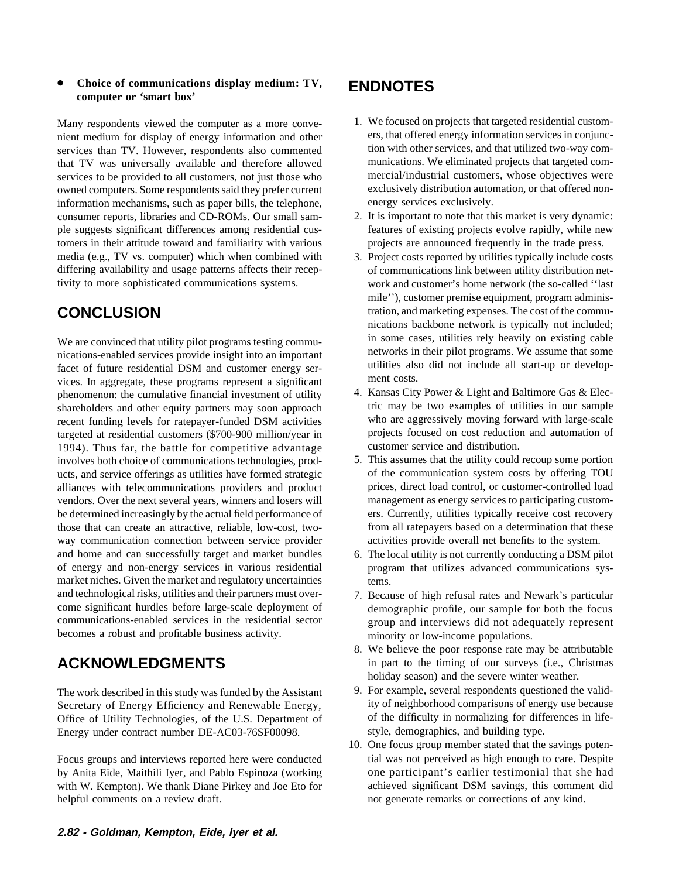- **Choice of communications display medium: TV, computer or 'smart box'**

Many respondents viewed the computer as a more convenient medium for display of energy information and other services than TV. However, respondents also commented that TV was universally available and therefore allowed services to be provided to all customers, not just those who owned computers. Some respondents said they prefer current information mechanisms, such as paper bills, the telephone, consumer reports, libraries and CD-ROMs. Our small sample suggests significant differences among residential customers in their attitude toward and familiarity with various media (e.g., TV vs. computer) which when combined with differing availability and usage patterns affects their receptivity to more sophisticated communications systems.

## CONCLUSION

We are convinced that utility pilot programs testing communications-enabled services provide insight into an important facet of future residential DSM and customer energy services. In aggregate, these programs represent a significant phenomenon: the cumulative financial investment of utility shareholders and other equity partners may soon approach recent funding levels for ratepayer-funded DSM activities targeted at residential customers ($700-900 million/year in 1994). Thus far, the battle for competitive advantage involves both choice of communications technologies, products, and service offerings as utilities have formed strategic alliances with telecommunications providers and product vendors. Over the next several years, winners and losers will be determined increasingly by the actual field performance of those that can create an attractive, reliable, low-cost, two-way communication connection between service provider and home and can successfully target and market bundles of energy and non-energy services in various residential market niches. Given the market and regulatory uncertainties and technological risks, utilities and their partners must overcome significant hurdles before large-scale deployment of communications-enabled services in the residential sector becomes a robust and profitable business activity.

## ACKNOWLEDGMENTS

The work described in this study was funded by the Assistant Secretary of Energy Efficiency and Renewable Energy, Office of Utility Technologies, of the U.S. Department of Energy under contract number DE-AC03-76SF00098.

Focus groups and interviews reported here were conducted by Anita Eide, Maithili Iyer, and Pablo Espinoza (working with W. Kempton). We thank Diane Pirkey and Joe Eto for helpful comments on a review draft.

## ENDNOTES

1. We focused on projects that targeted residential customers, that offered energy information services in conjunction with other services, and that utilized two-way communications. We eliminated projects that targeted commercial/industrial customers, whose objectives were exclusively distribution automation, or that offered non-energy services exclusively.
2. It is important to note that this market is very dynamic: features of existing projects evolve rapidly, while new projects are announced frequently in the trade press.
3. Project costs reported by utilities typically include costs of communications link between utility distribution network and customer's home network (the so-called ''last mile''), customer premise equipment, program administration, and marketing expenses. The cost of the communications backbone network is typically not included; in some cases, utilities rely heavily on existing cable networks in their pilot programs. We assume that some utilities also did not include all start-up or development costs.
4. Kansas City Power & Light and Baltimore Gas & Electric may be two examples of utilities in our sample who are aggressively moving forward with large-scale projects focused on cost reduction and automation of customer service and distribution.
5. This assumes that the utility could recoup some portion of the communication system costs by offering TOU prices, direct load control, or customer-controlled load management as energy services to participating customers. Currently, utilities typically receive cost recovery from all ratepayers based on a determination that these activities provide overall net benefits to the system.
6. The local utility is not currently conducting a DSM pilot program that utilizes advanced communications systems.
7. Because of high refusal rates and Newark's particular demographic profile, our sample for both the focus group and interviews did not adequately represent minority or low-income populations.
8. We believe the poor response rate may be attributable in part to the timing of our surveys (i.e., Christmas holiday season) and the severe winter weather.
9. For example, several respondents questioned the validity of neighborhood comparisons of energy use because of the difficulty in normalizing for differences in lifestyle, demographics, and building type.
10. One focus group member stated that the savings potential was not perceived as high enough to care. Despite one participant's earlier testimonial that she had achieved significant DSM savings, this comment did not generate remarks or corrections of any kind.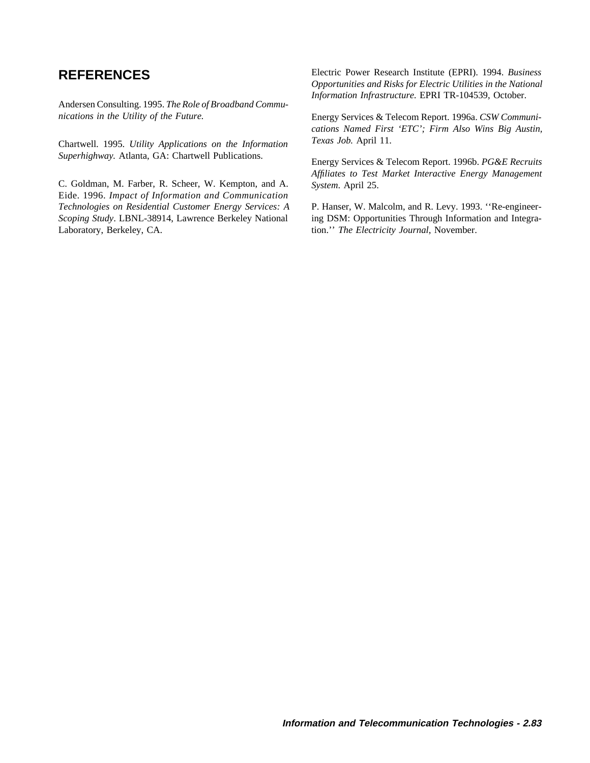## REFERENCES

Andersen Consulting. 1995. *The Role of Broadband Communications in the Utility of the Future.*

Chartwell. 1995. *Utility Applications on the Information Superhighway.* Atlanta, GA: Chartwell Publications.

C. Goldman, M. Farber, R. Scheer, W. Kempton, and A. Eide. 1996. *Impact of Information and Communication Technologies on Residential Customer Energy Services: A Scoping Study*. LBNL-38914, Lawrence Berkeley National Laboratory, Berkeley, CA.

Electric Power Research Institute (EPRI). 1994. *Business Opportunities and Risks for Electric Utilities in the National Information Infrastructure.* EPRI TR-104539, October.

Energy Services & Telecom Report. 1996a. *CSW Communications Named First 'ETC'; Firm Also Wins Big Austin, Texas Job.* April 11.

Energy Services & Telecom Report. 1996b. *PG&E Recruits Affiliates to Test Market Interactive Energy Management System*. April 25.

P. Hanser, W. Malcolm, and R. Levy. 1993. ''Re-engineering DSM: Opportunities Through Information and Integration.'' *The Electricity Journal*, November.